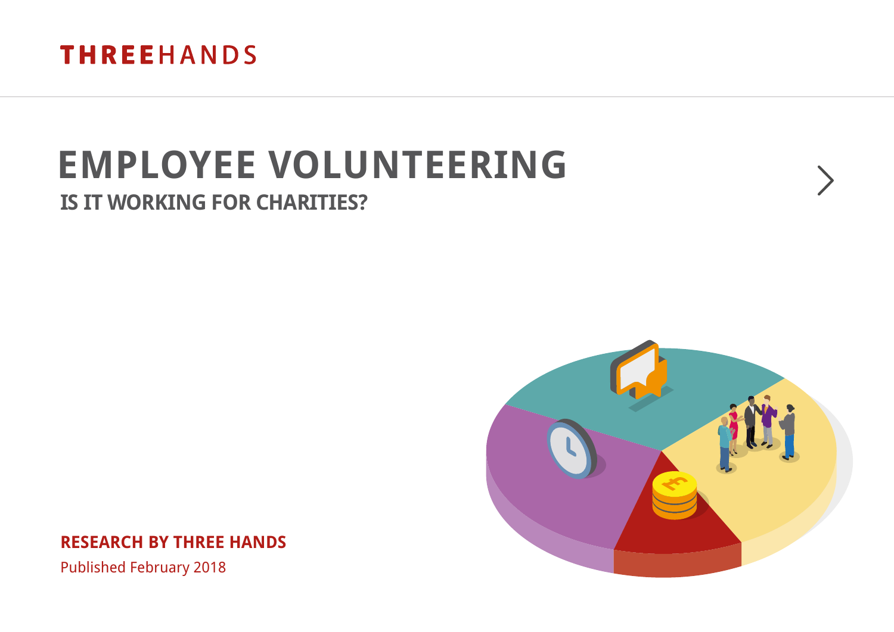THREEHANDS

# EMPLOYEE VOLUNTEERING

## IS IT WORKING FOR CHARITIES?

**RESEARCH BY THREE HANDS**

Published February 2018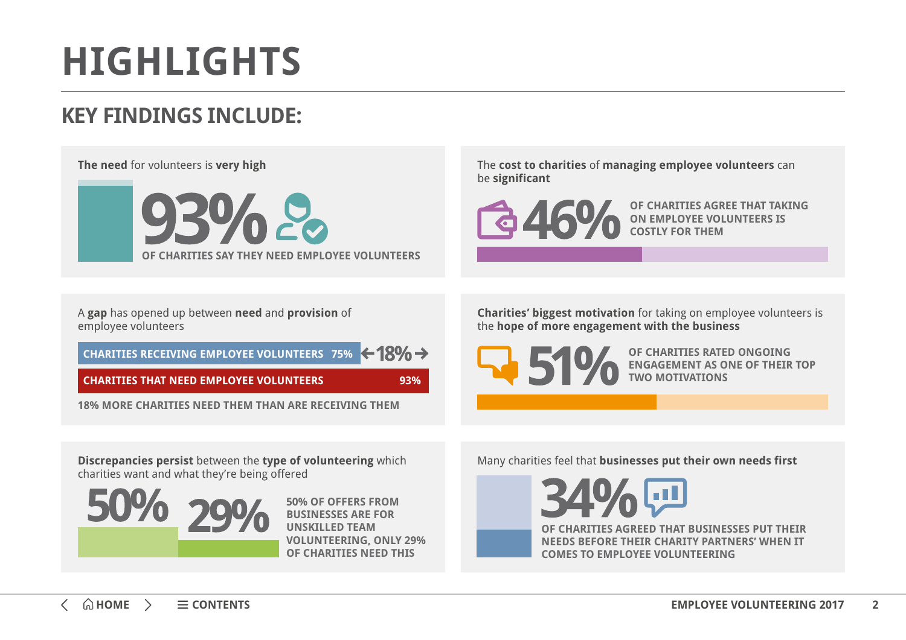# HIGHLIGHTS

## KEY FINDINGS INCLUDE:

**The need** for volunteers is **very high**

**93%**

OF CHARITIES SAY THEY NEED EMPLOYEE VOLUNTEERS

The **cost to charities** of **managing employee volunteers** can be **significant**

**46%**

OF CHARITIES AGREE THAT TAKING ON EMPLOYEE VOLUNTEERS IS COSTLY FOR THEM

A **gap** has opened up between **need** and **provision** of employee volunteers

CHARITIES RECEIVING EMPLOYEE VOLUNTEERS 75% ←18%→

CHARITIES THAT NEED EMPLOYEE VOLUNTEERS 93%

18% MORE CHARITIES NEED THEM THAN ARE RECEIVING THEM

**Charities' biggest motivation** for taking on employee volunteers is the **hope of more engagement with the business**

**51%**

OF CHARITIES RATED ONGOING ENGAGEMENT AS ONE OF THEIR TOP TWO MOTIVATIONS

**Discrepancies persist** between the **type of volunteering** which charities want and what they're being offered

**50%** **29%**

50% OF OFFERS FROM BUSINESSES ARE FOR UNSKILLED TEAM VOLUNTEERING, ONLY 29% OF CHARITIES NEED THIS

Many charities feel that **businesses put their own needs first**

**34%**

OF CHARITIES AGREED THAT BUSINESSES PUT THEIR NEEDS BEFORE THEIR CHARITY PARTNERS' WHEN IT COMES TO EMPLOYEE VOLUNTEERING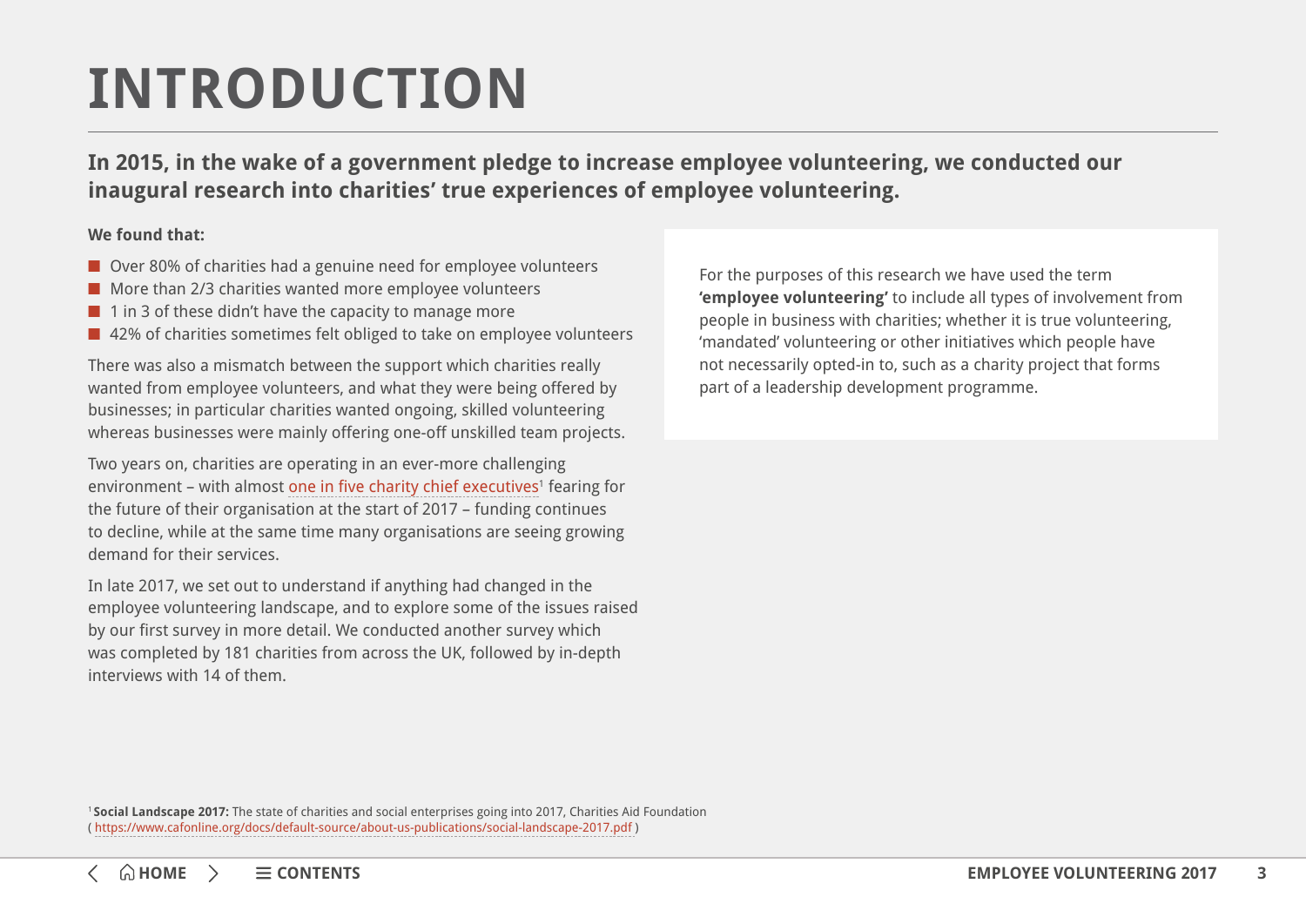# INTRODUCTION

**In 2015, in the wake of a government pledge to increase employee volunteering, we conducted our inaugural research into charities' true experiences of employee volunteering.**

**We found that:**

- Over 80% of charities had a genuine need for employee volunteers
- More than 2/3 charities wanted more employee volunteers
- 1 in 3 of these didn't have the capacity to manage more
- 42% of charities sometimes felt obliged to take on employee volunteers

There was also a mismatch between the support which charities really wanted from employee volunteers, and what they were being offered by businesses; in particular charities wanted ongoing, skilled volunteering whereas businesses were mainly offering one-off unskilled team projects.

Two years on, charities are operating in an ever-more challenging environment – with almost one in five charity chief executives[1] fearing for the future of their organisation at the start of 2017 – funding continues to decline, while at the same time many organisations are seeing growing demand for their services.

In late 2017, we set out to understand if anything had changed in the employee volunteering landscape, and to explore some of the issues raised by our first survey in more detail. We conducted another survey which was completed by 181 charities from across the UK, followed by in-depth interviews with 14 of them.

For the purposes of this research we have used the term **'employee volunteering'** to include all types of involvement from people in business with charities; whether it is true volunteering, 'mandated' volunteering or other initiatives which people have not necessarily opted-in to, such as a charity project that forms part of a leadership development programme.

[1] **Social Landscape 2017:** The state of charities and social enterprises going into 2017, Charities Aid Foundation ( https://www.cafonline.org/docs/default-source/about-us-publications/social-landscape-2017.pdf )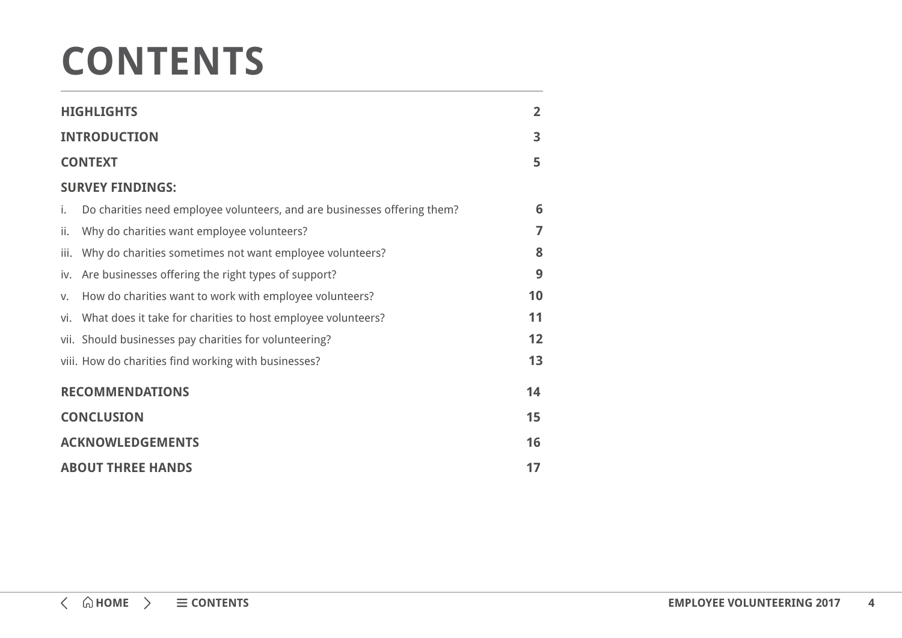# CONTENTS

| | |
|---|---|
| **HIGHLIGHTS** | **2** |
| **INTRODUCTION** | **3** |
| **CONTEXT** | **5** |
| **SURVEY FINDINGS:** | |
| i. Do charities need employee volunteers, and are businesses offering them? | **6** |
| ii. Why do charities want employee volunteers? | **7** |
| iii. Why do charities sometimes not want employee volunteers? | **8** |
| iv. Are businesses offering the right types of support? | **9** |
| v. How do charities want to work with employee volunteers? | **10** |
| vi. What does it take for charities to host employee volunteers? | **11** |
| vii. Should businesses pay charities for volunteering? | **12** |
| viii. How do charities find working with businesses? | **13** |
| **RECOMMENDATIONS** | **14** |
| **CONCLUSION** | **15** |
| **ACKNOWLEDGEMENTS** | **16** |
| **ABOUT THREE HANDS** | **17** |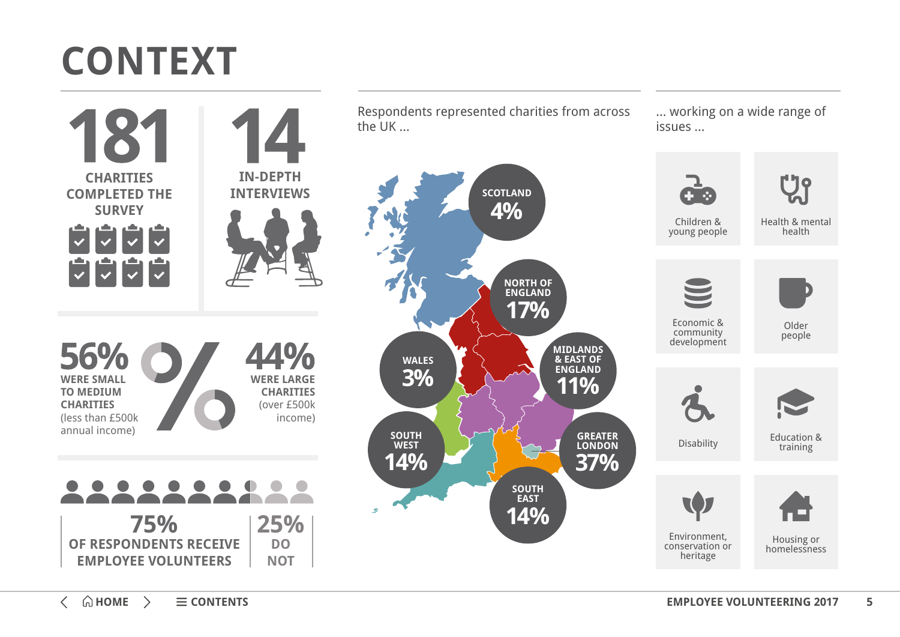# CONTEXT

**181**
CHARITIES COMPLETED THE SURVEY

**14**
IN-DEPTH INTERVIEWS

**56%**
WERE SMALL TO MEDIUM CHARITIES
(less than £500k annual income)

**44%**
WERE LARGE CHARITIES
(over £500k income)

**75%**
OF RESPONDENTS RECEIVE EMPLOYEE VOLUNTEERS

**25%**
DO NOT

Respondents represented charities from across the UK ...

- SCOTLAND 4%
- NORTH OF ENGLAND 17%
- MIDLANDS & EAST OF ENGLAND 11%
- WALES 3%
- SOUTH WEST 14%
- GREATER LONDON 37%
- SOUTH EAST 14%

... working on a wide range of issues ...

- Children & young people
- Health & mental health
- Economic & community development
- Older people
- Disability
- Education & training
- Environment, conservation or heritage
- Housing or homelessness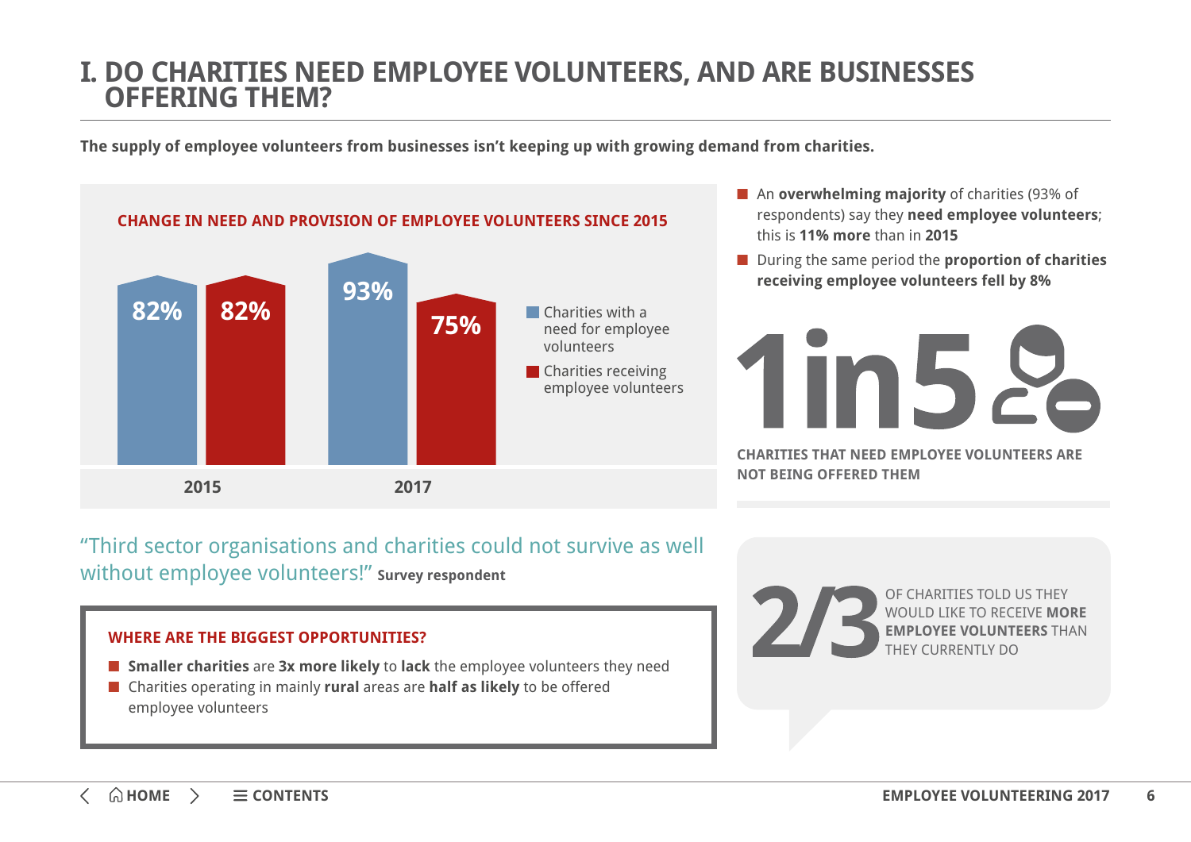# I. DO CHARITIES NEED EMPLOYEE VOLUNTEERS, AND ARE BUSINESSES OFFERING THEM?

**The supply of employee volunteers from businesses isn't keeping up with growing demand from charities.**

**CHANGE IN NEED AND PROVISION OF EMPLOYEE VOLUNTEERS SINCE 2015**

| | 2015 | 2017 |
|---|---|---|
| Charities with a need for employee volunteers | 82% | 93% |
| Charities receiving employee volunteers | 82% | 75% |

- An **overwhelming majority** of charities (93% of respondents) say they **need employee volunteers**; this is **11% more** than in **2015**
- During the same period the **proportion of charities receiving employee volunteers fell by 8%**

**1 in 5**

**CHARITIES THAT NEED EMPLOYEE VOLUNTEERS ARE NOT BEING OFFERED THEM**

"Third sector organisations and charities could not survive as well without employee volunteers!" **Survey respondent**

**2/3** OF CHARITIES TOLD US THEY WOULD LIKE TO RECEIVE **MORE EMPLOYEE VOLUNTEERS** THAN THEY CURRENTLY DO

**WHERE ARE THE BIGGEST OPPORTUNITIES?**

- **Smaller charities** are **3x more likely** to **lack** the employee volunteers they need
- Charities operating in mainly **rural** areas are **half as likely** to be offered employee volunteers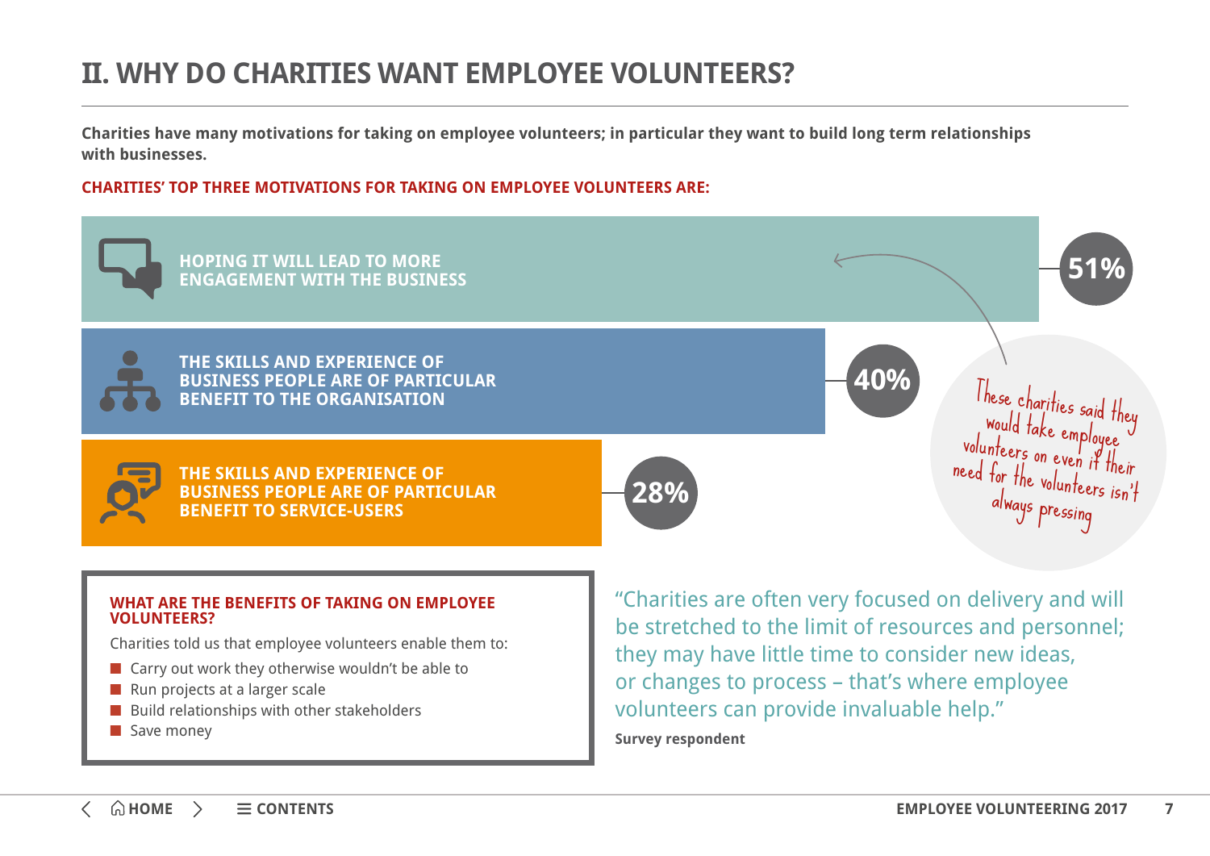## II. WHY DO CHARITIES WANT EMPLOYEE VOLUNTEERS?

**Charities have many motivations for taking on employee volunteers; in particular they want to build long term relationships with businesses.**

**CHARITIES' TOP THREE MOTIVATIONS FOR TAKING ON EMPLOYEE VOLUNTEERS ARE:**

| Motivation | % |
|---|---|
| HOPING IT WILL LEAD TO MORE ENGAGEMENT WITH THE BUSINESS | 51% |
| THE SKILLS AND EXPERIENCE OF BUSINESS PEOPLE ARE OF PARTICULAR BENEFIT TO THE ORGANISATION | 40% |
| THE SKILLS AND EXPERIENCE OF BUSINESS PEOPLE ARE OF PARTICULAR BENEFIT TO SERVICE-USERS | 28% |

These charities said they would take employee volunteers on even if their need for the volunteers isn't always pressing

**WHAT ARE THE BENEFITS OF TAKING ON EMPLOYEE VOLUNTEERS?**

Charities told us that employee volunteers enable them to:

- Carry out work they otherwise wouldn't be able to
- Run projects at a larger scale
- Build relationships with other stakeholders
- Save money

"Charities are often very focused on delivery and will be stretched to the limit of resources and personnel; they may have little time to consider new ideas, or changes to process – that's where employee volunteers can provide invaluable help."

**Survey respondent**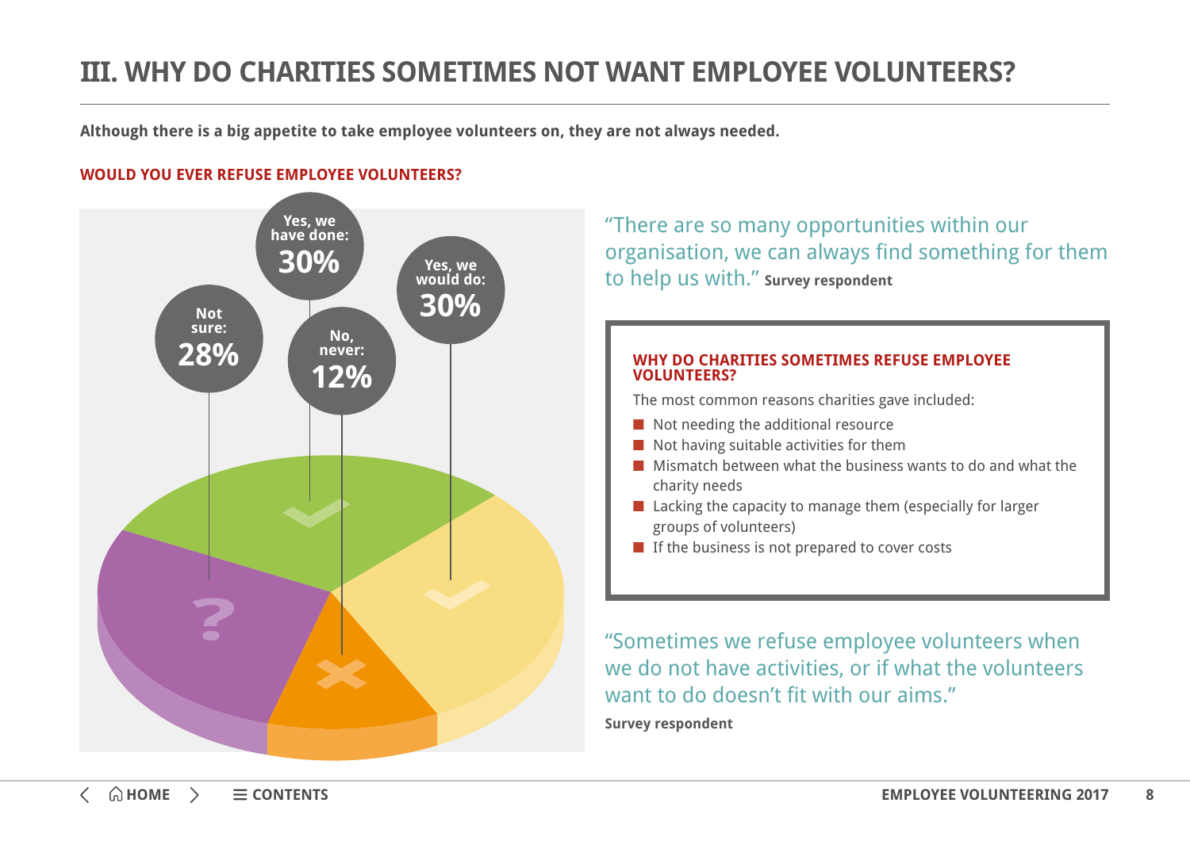## III. WHY DO CHARITIES SOMETIMES NOT WANT EMPLOYEE VOLUNTEERS?

**Although there is a big appetite to take employee volunteers on, they are not always needed.**

**WOULD YOU EVER REFUSE EMPLOYEE VOLUNTEERS?**

- Yes, we have done: 30%
- Yes, we would do: 30%
- Not sure: 28%
- No, never: 12%

"There are so many opportunities within our organisation, we can always find something for them to help us with." **Survey respondent**

**WHY DO CHARITIES SOMETIMES REFUSE EMPLOYEE VOLUNTEERS?**

The most common reasons charities gave included:

- Not needing the additional resource
- Not having suitable activities for them
- Mismatch between what the business wants to do and what the charity needs
- Lacking the capacity to manage them (especially for larger groups of volunteers)
- If the business is not prepared to cover costs

"Sometimes we refuse employee volunteers when we do not have activities, or if what the volunteers want to do doesn't fit with our aims."

**Survey respondent**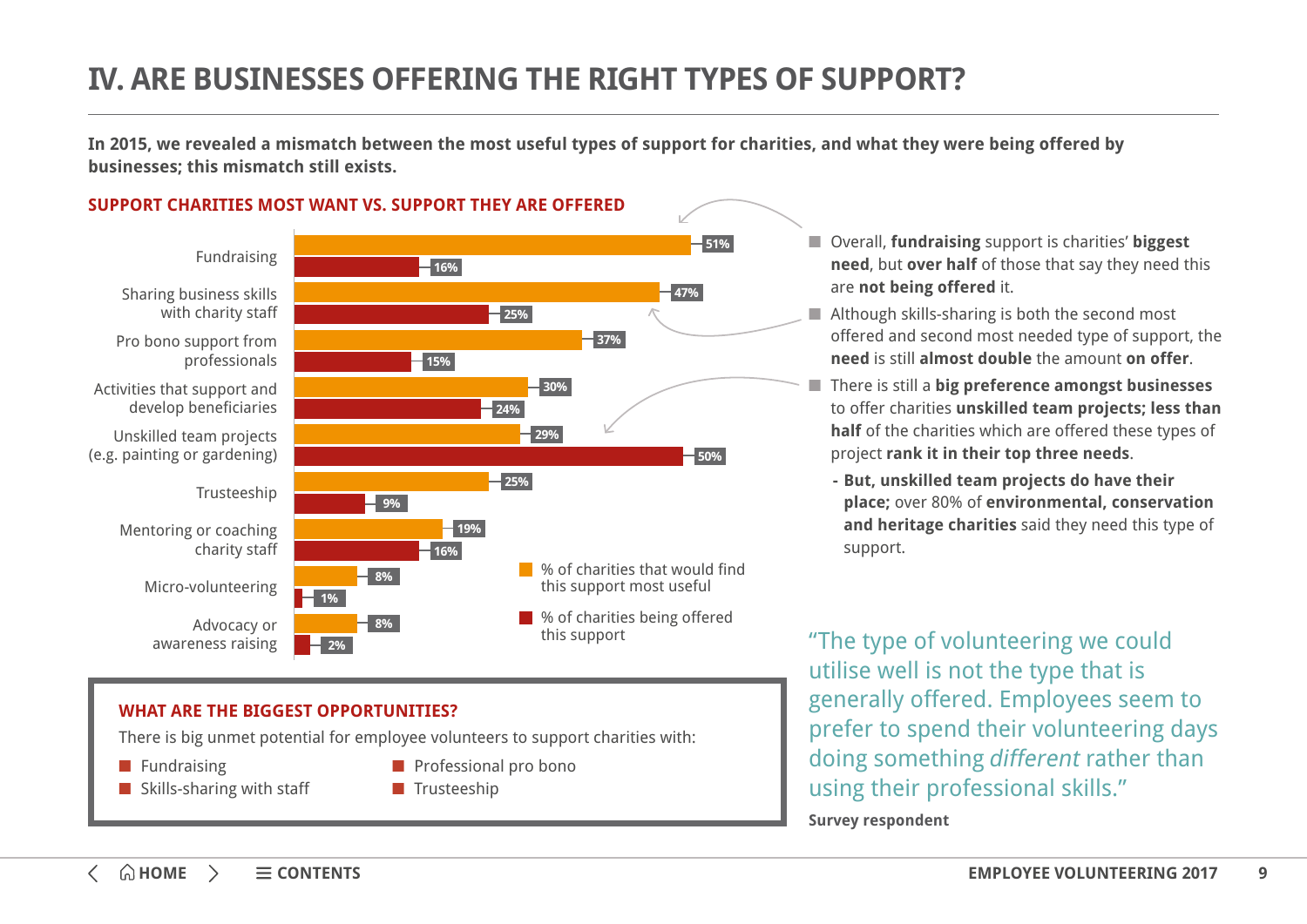# IV. ARE BUSINESSES OFFERING THE RIGHT TYPES OF SUPPORT?

**In 2015, we revealed a mismatch between the most useful types of support for charities, and what they were being offered by businesses; this mismatch still exists.**

## SUPPORT CHARITIES MOST WANT VS. SUPPORT THEY ARE OFFERED

| Type of support | % of charities that would find this support most useful | % of charities being offered this support |
|---|---|---|
| Fundraising | 51% | 16% |
| Sharing business skills with charity staff | 47% | 25% |
| Pro bono support from professionals | 37% | 15% |
| Activities that support and develop beneficiaries | 30% | 24% |
| Unskilled team projects (e.g. painting or gardening) | 29% | 50% |
| Trusteeship | 25% | 9% |
| Mentoring or coaching charity staff | 19% | 16% |
| Micro-volunteering | 8% | 1% |
| Advocacy or awareness raising | 8% | 2% |

- Overall, **fundraising** support is charities' **biggest need**, but **over half** of those that say they need this are **not being offered** it.
- Although skills-sharing is both the second most offered and second most needed type of support, the **need** is still **almost double** the amount **on offer**.
- There is still a **big preference amongst businesses** to offer charities **unskilled team projects; less than half** of the charities which are offered these types of project **rank it in their top three needs**.
  - **But, unskilled team projects do have their place;** over 80% of **environmental, conservation and heritage charities** said they need this type of support.

### WHAT ARE THE BIGGEST OPPORTUNITIES?

There is big unmet potential for employee volunteers to support charities with:

- Fundraising
- Skills-sharing with staff
- Professional pro bono
- Trusteeship

"The type of volunteering we could utilise well is not the type that is generally offered. Employees seem to prefer to spend their volunteering days doing something *different* rather than using their professional skills."

**Survey respondent**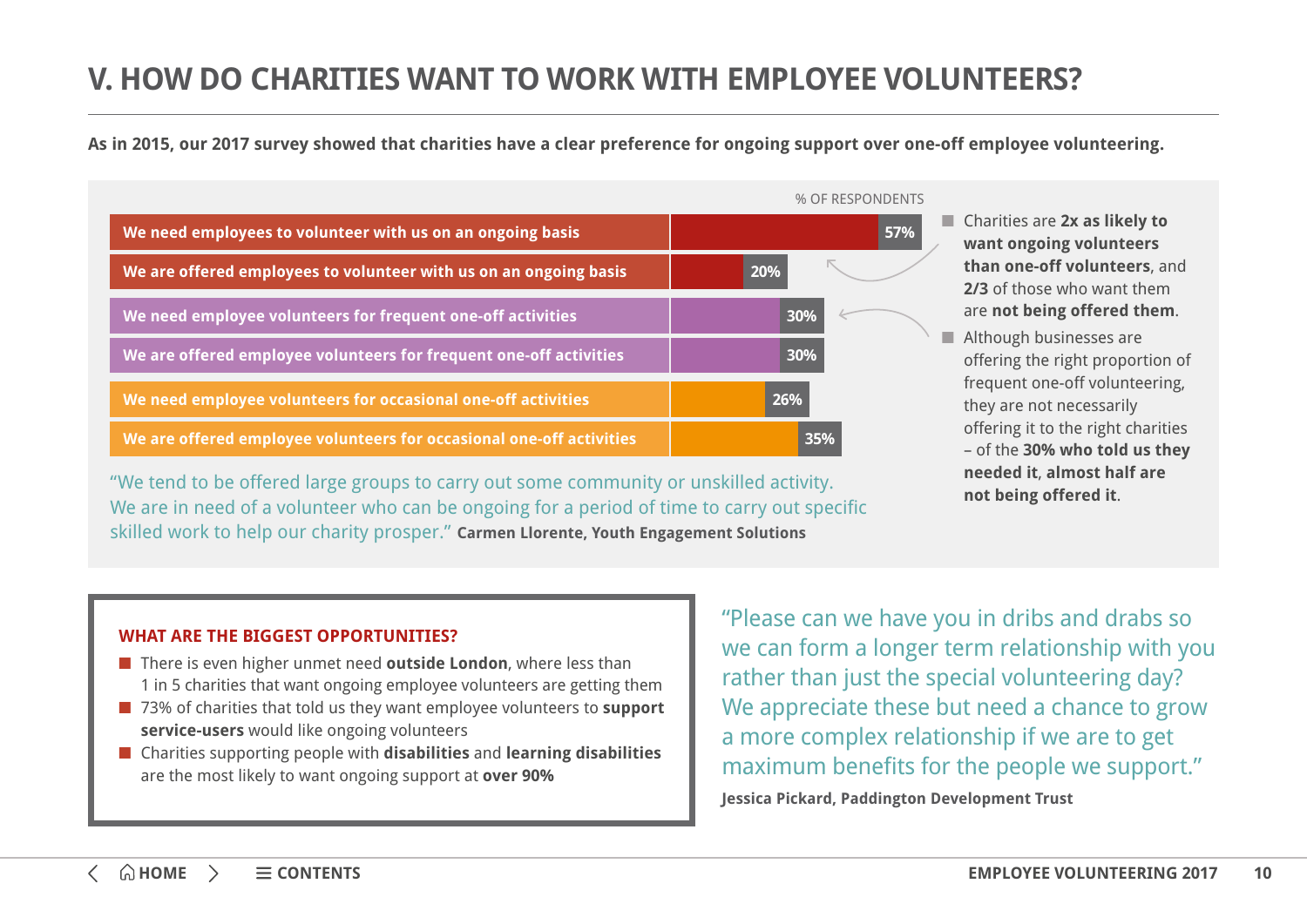# V. HOW DO CHARITIES WANT TO WORK WITH EMPLOYEE VOLUNTEERS?

**As in 2015, our 2017 survey showed that charities have a clear preference for ongoing support over one-off employee volunteering.**

| | % OF RESPONDENTS |
|---|---|
| We need employees to volunteer with us on an ongoing basis | 57% |
| We are offered employees to volunteer with us on an ongoing basis | 20% |
| We need employee volunteers for frequent one-off activities | 30% |
| We are offered employee volunteers for frequent one-off activities | 30% |
| We need employee volunteers for occasional one-off activities | 26% |
| We are offered employee volunteers for occasional one-off activities | 35% |

- Charities are **2x as likely to want ongoing volunteers than one-off volunteers**, and **2/3** of those who want them are **not being offered them**.
- Although businesses are offering the right proportion of frequent one-off volunteering, they are not necessarily offering it to the right charities – of the **30% who told us they needed it**, **almost half are not being offered it**.

"We tend to be offered large groups to carry out some community or unskilled activity. We are in need of a volunteer who can be ongoing for a period of time to carry out specific skilled work to help our charity prosper." **Carmen Llorente, Youth Engagement Solutions**

### WHAT ARE THE BIGGEST OPPORTUNITIES?

- There is even higher unmet need **outside London**, where less than 1 in 5 charities that want ongoing employee volunteers are getting them
- 73% of charities that told us they want employee volunteers to **support service-users** would like ongoing volunteers
- Charities supporting people with **disabilities** and **learning disabilities** are the most likely to want ongoing support at **over 90%**

"Please can we have you in dribs and drabs so we can form a longer term relationship with you rather than just the special volunteering day? We appreciate these but need a chance to grow a more complex relationship if we are to get maximum benefits for the people we support."

**Jessica Pickard, Paddington Development Trust**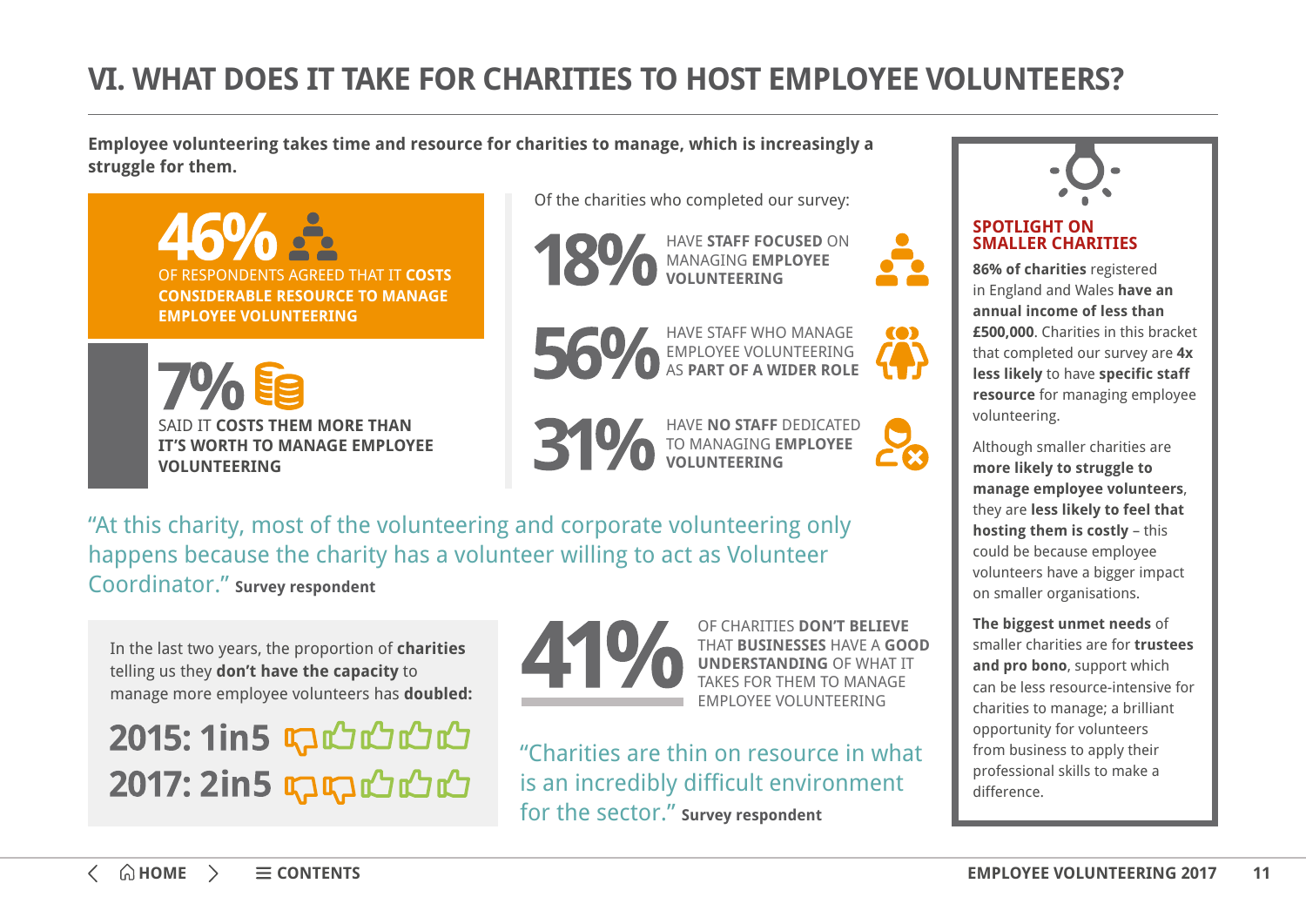# VI. WHAT DOES IT TAKE FOR CHARITIES TO HOST EMPLOYEE VOLUNTEERS?

**Employee volunteering takes time and resource for charities to manage, which is increasingly a struggle for them.**

**46%** OF RESPONDENTS AGREED THAT IT **COSTS CONSIDERABLE RESOURCE TO MANAGE EMPLOYEE VOLUNTEERING**

**7%** SAID IT **COSTS THEM MORE THAN IT'S WORTH TO MANAGE EMPLOYEE VOLUNTEERING**

Of the charities who completed our survey:

**18%** HAVE **STAFF FOCUSED** ON MANAGING **EMPLOYEE VOLUNTEERING**

**56%** HAVE STAFF WHO MANAGE EMPLOYEE VOLUNTEERING AS **PART OF A WIDER ROLE**

**31%** HAVE **NO STAFF** DEDICATED TO MANAGING **EMPLOYEE VOLUNTEERING**

"At this charity, most of the volunteering and corporate volunteering only happens because the charity has a volunteer willing to act as Volunteer Coordinator." **Survey respondent**

In the last two years, the proportion of **charities** telling us they **don't have the capacity** to manage more employee volunteers has **doubled:**

**2015: 1in5**

**2017: 2in5**

**41%** OF CHARITIES **DON'T BELIEVE** THAT **BUSINESSES** HAVE A **GOOD UNDERSTANDING** OF WHAT IT TAKES FOR THEM TO MANAGE EMPLOYEE VOLUNTEERING

"Charities are thin on resource in what is an incredibly difficult environment for the sector." **Survey respondent**

## SPOTLIGHT ON SMALLER CHARITIES

**86% of charities** registered in England and Wales **have an annual income of less than £500,000**. Charities in this bracket that completed our survey are **4x less likely** to have **specific staff resource** for managing employee volunteering.

Although smaller charities are **more likely to struggle to manage employee volunteers**, they are **less likely to feel that hosting them is costly** – this could be because employee volunteers have a bigger impact on smaller organisations.

**The biggest unmet needs** of smaller charities are for **trustees and pro bono**, support which can be less resource-intensive for charities to manage; a brilliant opportunity for volunteers from business to apply their professional skills to make a difference.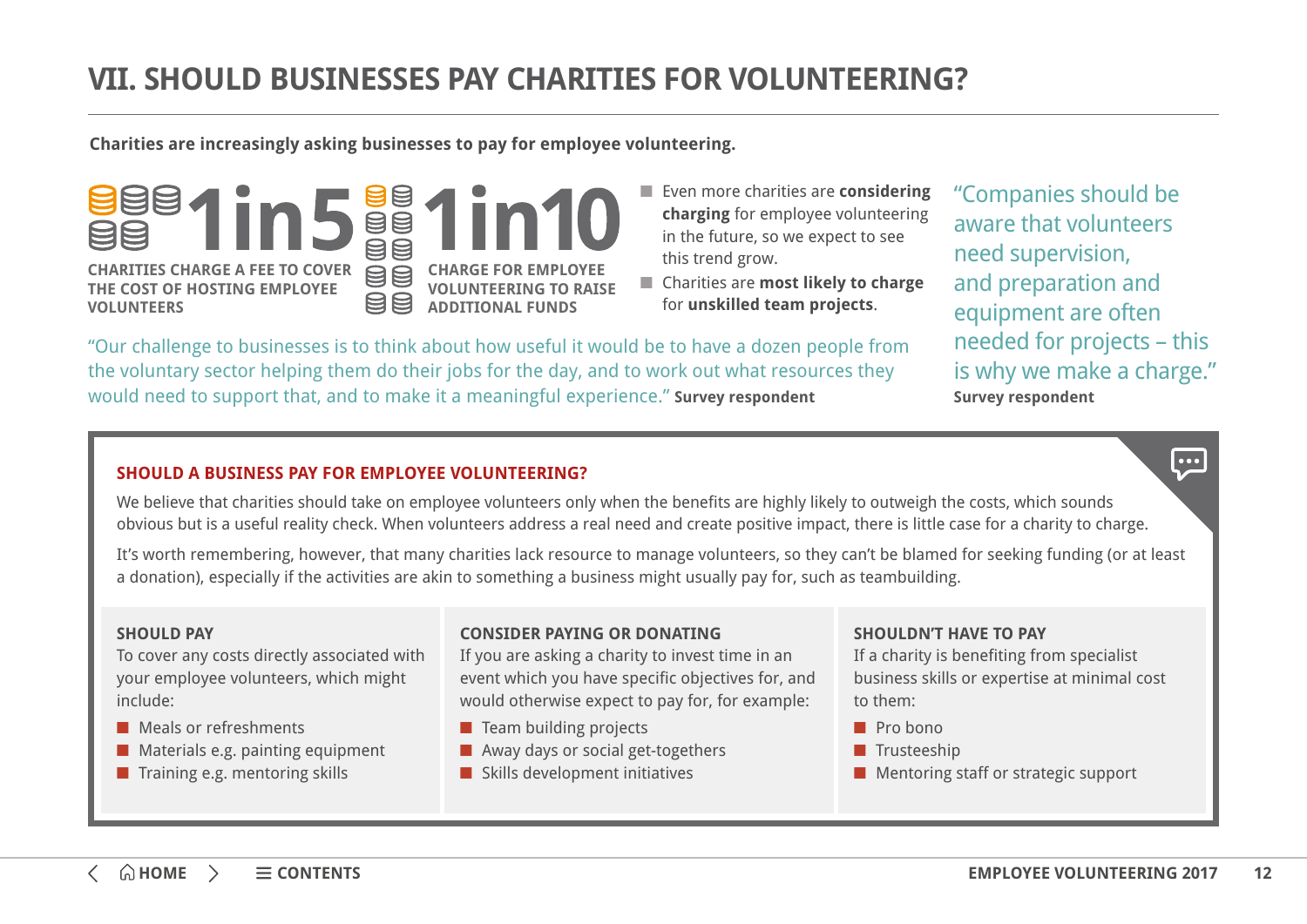# VII. SHOULD BUSINESSES PAY CHARITIES FOR VOLUNTEERING?

**Charities are increasingly asking businesses to pay for employee volunteering.**

**1 in 5**

**CHARITIES CHARGE A FEE TO COVER THE COST OF HOSTING EMPLOYEE VOLUNTEERS**

**1 in 10**

**CHARGE FOR EMPLOYEE VOLUNTEERING TO RAISE ADDITIONAL FUNDS**

- Even more charities are **considering charging** for employee volunteering in the future, so we expect to see this trend grow.
- Charities are **most likely to charge** for **unskilled team projects**.

"Our challenge to businesses is to think about how useful it would be to have a dozen people from the voluntary sector helping them do their jobs for the day, and to work out what resources they would need to support that, and to make it a meaningful experience." **Survey respondent**

"Companies should be aware that volunteers need supervision, and preparation and equipment are often needed for projects – this is why we make a charge." **Survey respondent**

## SHOULD A BUSINESS PAY FOR EMPLOYEE VOLUNTEERING?

We believe that charities should take on employee volunteers only when the benefits are highly likely to outweigh the costs, which sounds obvious but is a useful reality check. When volunteers address a real need and create positive impact, there is little case for a charity to charge.

It's worth remembering, however, that many charities lack resource to manage volunteers, so they can't be blamed for seeking funding (or at least a donation), especially if the activities are akin to something a business might usually pay for, such as teambuilding.

### SHOULD PAY

To cover any costs directly associated with your employee volunteers, which might include:

- Meals or refreshments
- Materials e.g. painting equipment
- Training e.g. mentoring skills

### CONSIDER PAYING OR DONATING

If you are asking a charity to invest time in an event which you have specific objectives for, and would otherwise expect to pay for, for example:

- Team building projects
- Away days or social get-togethers
- Skills development initiatives

### SHOULDN'T HAVE TO PAY

If a charity is benefiting from specialist business skills or expertise at minimal cost to them:

- Pro bono
- Trusteeship
- Mentoring staff or strategic support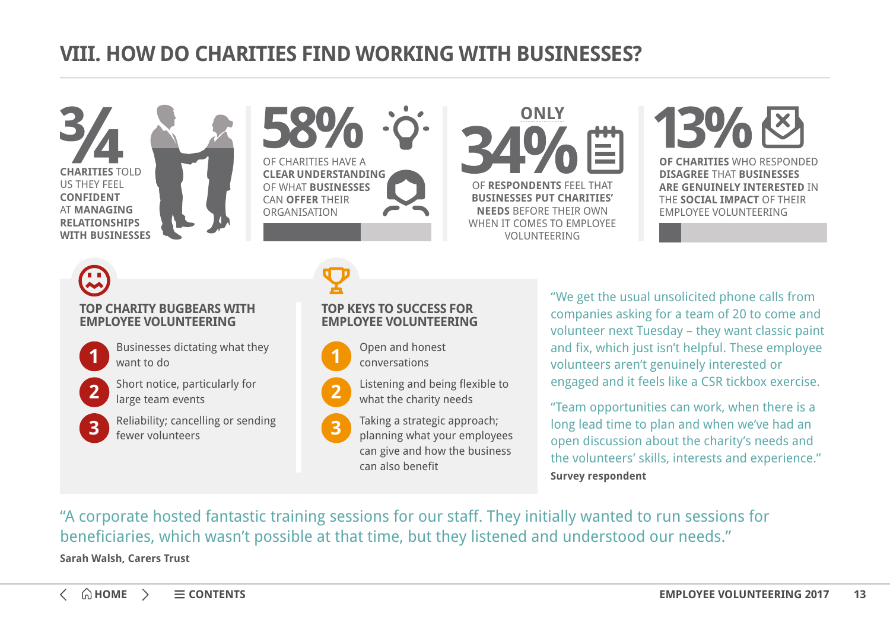# VIII. HOW DO CHARITIES FIND WORKING WITH BUSINESSES?

**3/4**

**CHARITIES** TOLD US THEY FEEL **CONFIDENT** AT **MANAGING RELATIONSHIPS WITH BUSINESSES**

**58%**

OF CHARITIES HAVE A **CLEAR UNDERSTANDING** OF WHAT **BUSINESSES** CAN **OFFER** THEIR ORGANISATION

**ONLY 34%**

OF **RESPONDENTS** FEEL THAT **BUSINESSES PUT CHARITIES' NEEDS** BEFORE THEIR OWN WHEN IT COMES TO EMPLOYEE VOLUNTEERING

**13%**

**OF CHARITIES** WHO RESPONDED **DISAGREE THAT BUSINESSES ARE GENUINELY INTERESTED** IN THE **SOCIAL IMPACT** OF THEIR EMPLOYEE VOLUNTEERING

## TOP CHARITY BUGBEARS WITH EMPLOYEE VOLUNTEERING

1. Businesses dictating what they want to do
2. Short notice, particularly for large team events
3. Reliability; cancelling or sending fewer volunteers

## TOP KEYS TO SUCCESS FOR EMPLOYEE VOLUNTEERING

1. Open and honest conversations
2. Listening and being flexible to what the charity needs
3. Taking a strategic approach; planning what your employees can give and how the business can also benefit

"We get the usual unsolicited phone calls from companies asking for a team of 20 to come and volunteer next Tuesday – they want classic paint and fix, which just isn't helpful. These employee volunteers aren't genuinely interested or engaged and it feels like a CSR tickbox exercise.

"Team opportunities can work, when there is a long lead time to plan and when we've had an open discussion about the charity's needs and the volunteers' skills, interests and experience."

**Survey respondent**

"A corporate hosted fantastic training sessions for our staff. They initially wanted to run sessions for beneficiaries, which wasn't possible at that time, but they listened and understood our needs."

**Sarah Walsh, Carers Trust**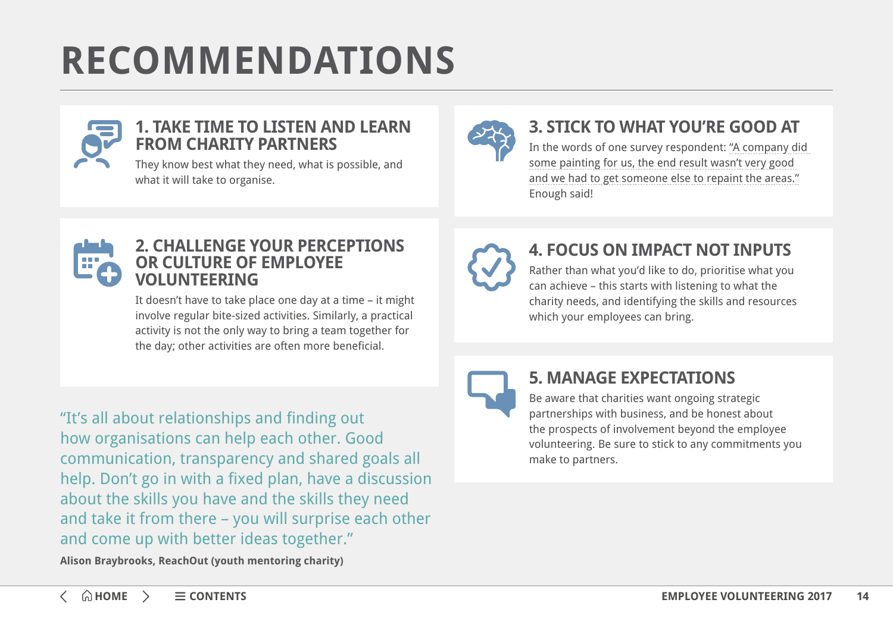# RECOMMENDATIONS

## 1. TAKE TIME TO LISTEN AND LEARN FROM CHARITY PARTNERS

They know best what they need, what is possible, and what it will take to organise.

## 2. CHALLENGE YOUR PERCEPTIONS OR CULTURE OF EMPLOYEE VOLUNTEERING

It doesn't have to take place one day at a time – it might involve regular bite-sized activities. Similarly, a practical activity is not the only way to bring a team together for the day; other activities are often more beneficial.

> "It's all about relationships and finding out how organisations can help each other. Good communication, transparency and shared goals all help. Don't go in with a fixed plan, have a discussion about the skills you have and the skills they need and take it from there – you will surprise each other and come up with better ideas together."
>
> **Alison Braybrooks, ReachOut (youth mentoring charity)**

## 3. STICK TO WHAT YOU'RE GOOD AT

In the words of one survey respondent: "A company did some painting for us, the end result wasn't very good and we had to get someone else to repaint the areas." Enough said!

## 4. FOCUS ON IMPACT NOT INPUTS

Rather than what you'd like to do, prioritise what you can achieve – this starts with listening to what the charity needs, and identifying the skills and resources which your employees can bring.

## 5. MANAGE EXPECTATIONS

Be aware that charities want ongoing strategic partnerships with business, and be honest about the prospects of involvement beyond the employee volunteering. Be sure to stick to any commitments you make to partners.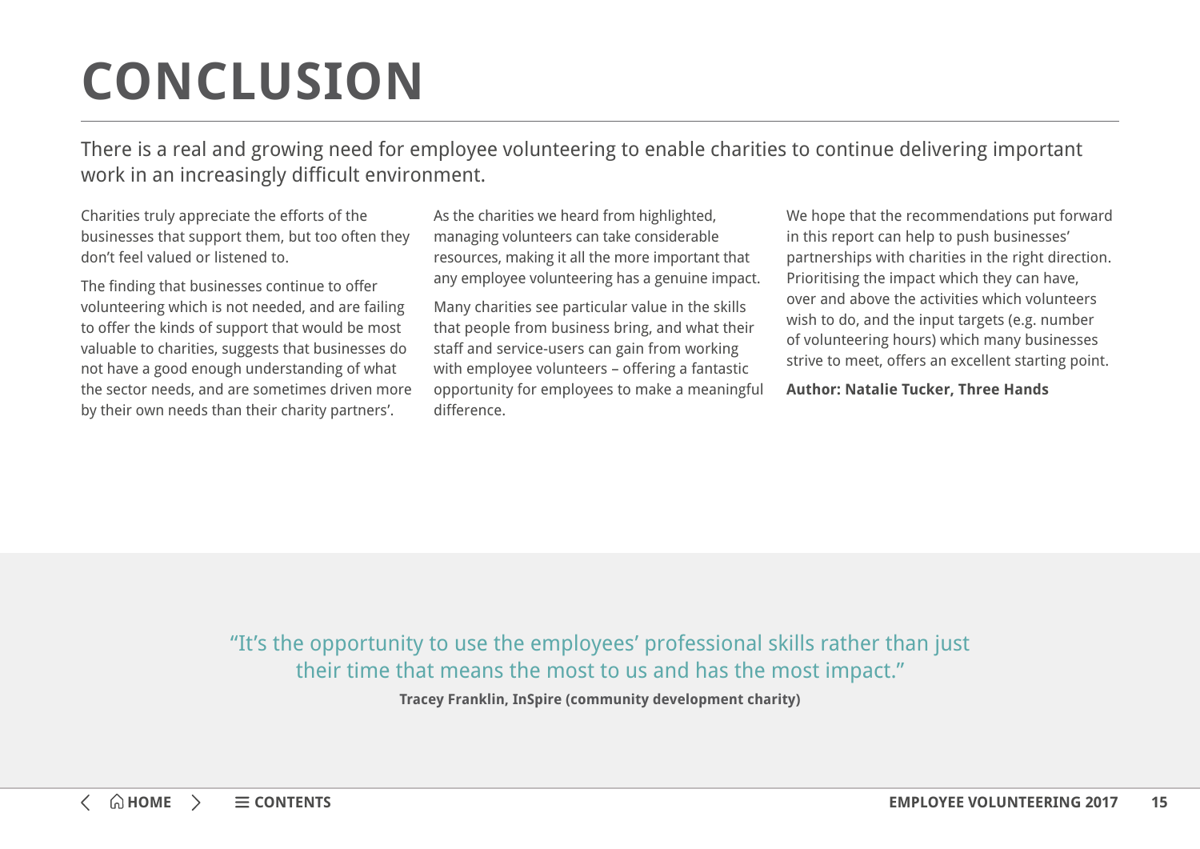# CONCLUSION

There is a real and growing need for employee volunteering to enable charities to continue delivering important work in an increasingly difficult environment.

Charities truly appreciate the efforts of the businesses that support them, but too often they don't feel valued or listened to.

The finding that businesses continue to offer volunteering which is not needed, and are failing to offer the kinds of support that would be most valuable to charities, suggests that businesses do not have a good enough understanding of what the sector needs, and are sometimes driven more by their own needs than their charity partners'.

As the charities we heard from highlighted, managing volunteers can take considerable resources, making it all the more important that any employee volunteering has a genuine impact.

Many charities see particular value in the skills that people from business bring, and what their staff and service-users can gain from working with employee volunteers – offering a fantastic opportunity for employees to make a meaningful difference.

We hope that the recommendations put forward in this report can help to push businesses' partnerships with charities in the right direction. Prioritising the impact which they can have, over and above the activities which volunteers wish to do, and the input targets (e.g. number of volunteering hours) which many businesses strive to meet, offers an excellent starting point.

**Author: Natalie Tucker, Three Hands**

> "It's the opportunity to use the employees' professional skills rather than just their time that means the most to us and has the most impact."
>
> **Tracey Franklin, InSpire (community development charity)**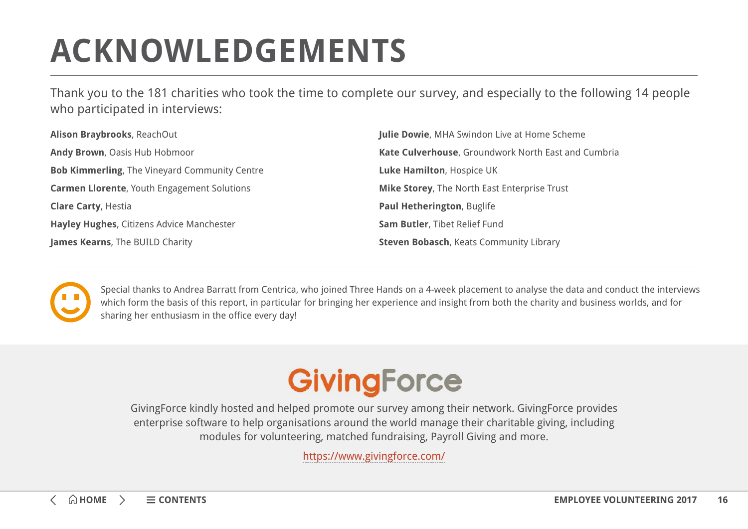# ACKNOWLEDGEMENTS

Thank you to the 181 charities who took the time to complete our survey, and especially to the following 14 people who participated in interviews:

**Alison Braybrooks**, ReachOut

**Andy Brown**, Oasis Hub Hobmoor

**Bob Kimmerling**, The Vineyard Community Centre

**Carmen Llorente**, Youth Engagement Solutions

**Clare Carty**, Hestia

**Hayley Hughes**, Citizens Advice Manchester

**James Kearns**, The BUILD Charity

**Julie Dowie**, MHA Swindon Live at Home Scheme

**Kate Culverhouse**, Groundwork North East and Cumbria

**Luke Hamilton**, Hospice UK

**Mike Storey**, The North East Enterprise Trust

**Paul Hetherington**, Buglife

**Sam Butler**, Tibet Relief Fund

**Steven Bobasch**, Keats Community Library

Special thanks to Andrea Barratt from Centrica, who joined Three Hands on a 4-week placement to analyse the data and conduct the interviews which form the basis of this report, in particular for bringing her experience and insight from both the charity and business worlds, and for sharing her enthusiasm in the office every day!

GivingForce

GivingForce kindly hosted and helped promote our survey among their network. GivingForce provides enterprise software to help organisations around the world manage their charitable giving, including modules for volunteering, matched fundraising, Payroll Giving and more.

https://www.givingforce.com/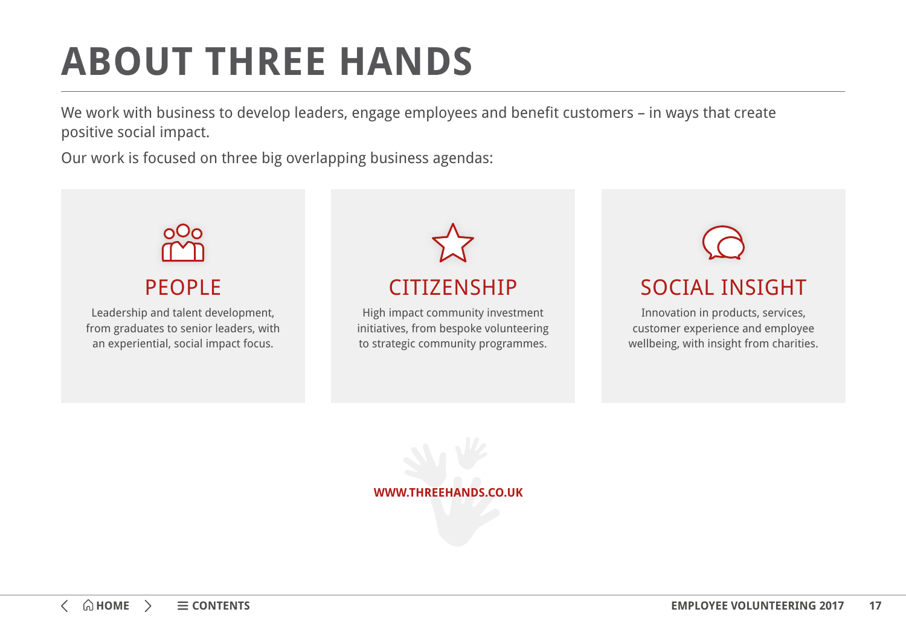# ABOUT THREE HANDS

We work with business to develop leaders, engage employees and benefit customers – in ways that create positive social impact.

Our work is focused on three big overlapping business agendas:

## PEOPLE

Leadership and talent development, from graduates to senior leaders, with an experiential, social impact focus.

## CITIZENSHIP

High impact community investment initiatives, from bespoke volunteering to strategic community programmes.

## SOCIAL INSIGHT

Innovation in products, services, customer experience and employee wellbeing, with insight from charities.

**WWW.THREEHANDS.CO.UK**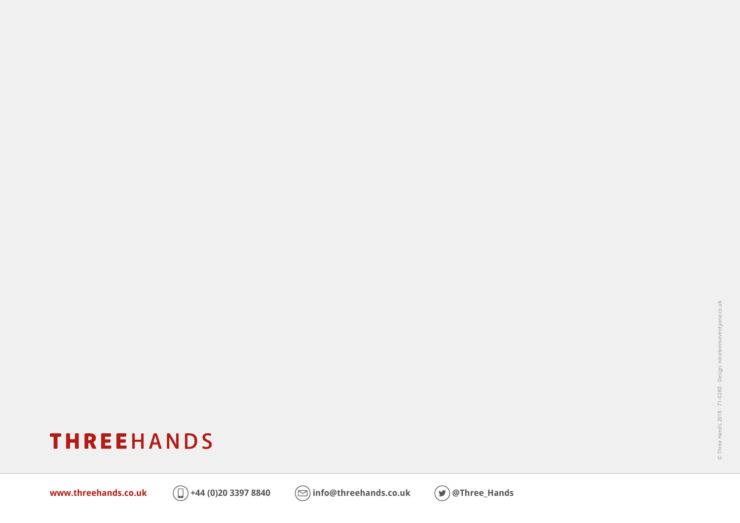**THREEHANDS**

www.threehands.co.uk +44 (0)20 3397 8840 info@threehands.co.uk @Three_Hands

© Three Hands 2018 - 71-0280 - Design: nineteenseventyone.co.uk